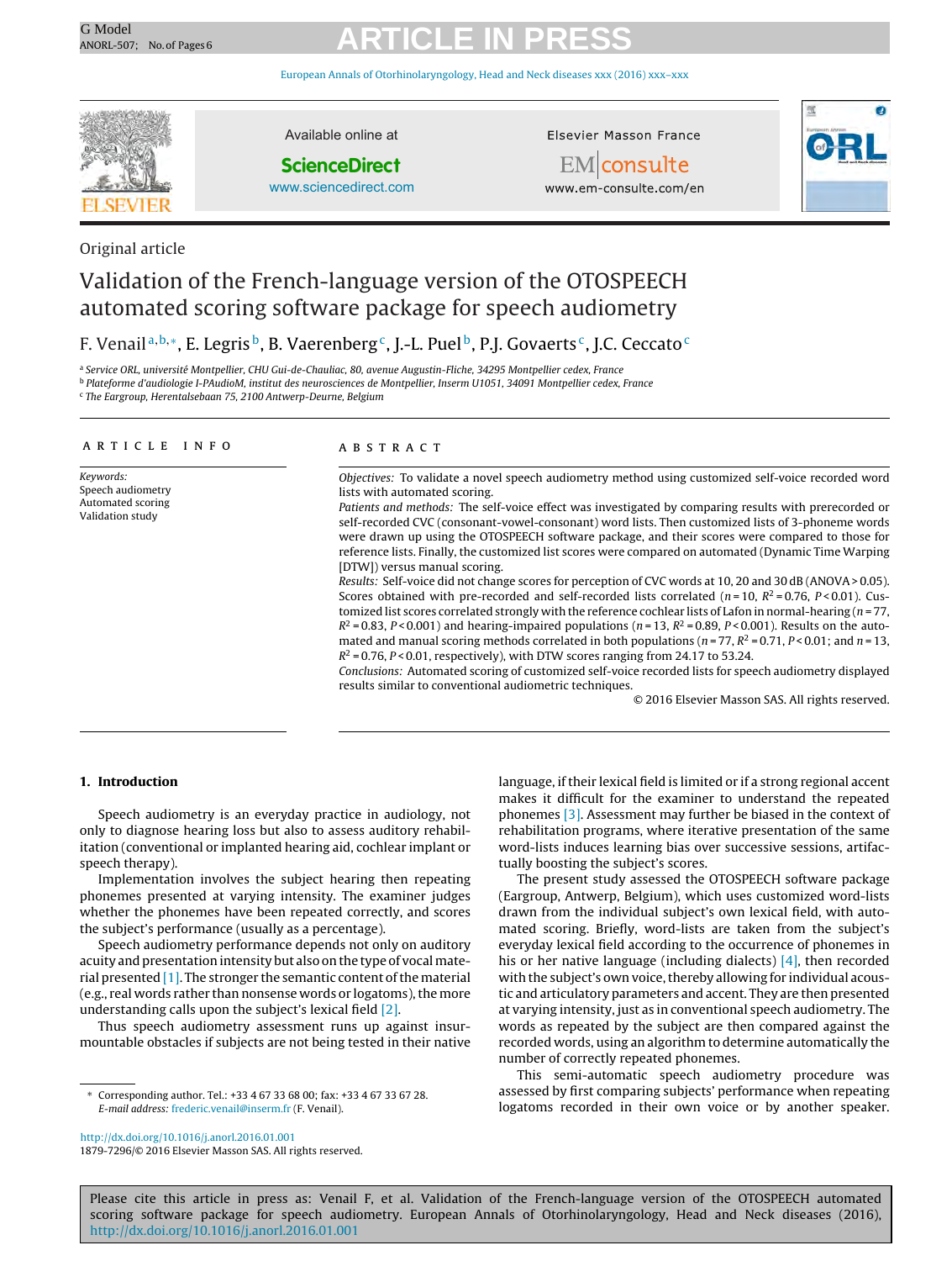Original article

# Validation of the French-language version of the OTOSPEECH automated scoring software package for speech audiometry

F. Venail[a,b,*], E. Legris[b], B. Vaerenberg[c], J.-L. Puel[b], P.J. Govaerts[c], J.C. Ceccato[c]

[a] Service ORL, université Montpellier, CHU Gui-de-Chauliac, 80, avenue Augustin-Fliche, 34295 Montpellier cedex, France
[b] Plateforme d'audiologie I-PAudioM, institut des neurosciences de Montpellier, Inserm U1051, 34091 Montpellier cedex, France
[c] The Eargroup, Herentalsebaan 75, 2100 Antwerp-Deurne, Belgium

## Article info

*Keywords:*
Speech audiometry
Automated scoring
Validation study

## Abstract

*Objectives:* To validate a novel speech audiometry method using customized self-voice recorded word lists with automated scoring.

*Patients and methods:* The self-voice effect was investigated by comparing results with prerecorded or self-recorded CVC (consonant-vowel-consonant) word lists. Then customized lists of 3-phoneme words were drawn up using the OTOSPEECH software package, and their scores were compared to those for reference lists. Finally, the customized list scores were compared on automated (Dynamic Time Warping [DTW]) versus manual scoring.

*Results:* Self-voice did not change scores for perception of CVC words at 10, 20 and 30 dB (ANOVA > 0.05). Scores obtained with pre-recorded and self-recorded lists correlated ($n = 10$, $R^2 = 0.76$, $P < 0.01$). Customized list scores correlated strongly with the reference cochlear lists of Lafon in normal-hearing ($n = 77$, $R^2 = 0.83$, $P < 0.001$) and hearing-impaired populations ($n = 13$, $R^2 = 0.89$, $P < 0.001$). Results on the automated and manual scoring methods correlated in both populations ($n = 77$, $R^2 = 0.71$, $P < 0.01$; and $n = 13$, $R^2 = 0.76$, $P < 0.01$, respectively), with DTW scores ranging from 24.17 to 53.24.

*Conclusions:* Automated scoring of customized self-voice recorded lists for speech audiometry displayed results similar to conventional audiometric techniques.

© 2016 Elsevier Masson SAS. All rights reserved.

## 1. Introduction

Speech audiometry is an everyday practice in audiology, not only to diagnose hearing loss but also to assess auditory rehabilitation (conventional or implanted hearing aid, cochlear implant or speech therapy).

Implementation involves the subject hearing then repeating phonemes presented at varying intensity. The examiner judges whether the phonemes have been repeated correctly, and scores the subject's performance (usually as a percentage).

Speech audiometry performance depends not only on auditory acuity and presentation intensity but also on the type of vocal material presented [1]. The stronger the semantic content of the material (e.g., real words rather than nonsense words or logatoms), the more understanding calls upon the subject's lexical field [2].

Thus speech audiometry assessment runs up against insurmountable obstacles if subjects are not being tested in their native language, if their lexical field is limited or if a strong regional accent makes it difficult for the examiner to understand the repeated phonemes [3]. Assessment may further be biased in the context of rehabilitation programs, where iterative presentation of the same word-lists induces learning bias over successive sessions, artifactually boosting the subject's scores.

The present study assessed the OTOSPEECH software package (Eargroup, Antwerp, Belgium), which uses customized word-lists drawn from the individual subject's own lexical field, with automated scoring. Briefly, word-lists are taken from the subject's everyday lexical field according to the occurrence of phonemes in his or her native language (including dialects) [4], then recorded with the subject's own voice, thereby allowing for individual acoustic and articulatory parameters and accent. They are then presented at varying intensity, just as in conventional speech audiometry. The words as repeated by the subject are then compared against the recorded words, using an algorithm to determine automatically the number of correctly repeated phonemes.

This semi-automatic speech audiometry procedure was assessed by first comparing subjects' performance when repeating logatoms recorded in their own voice or by another speaker.

* Corresponding author. Tel.: +33 4 67 33 68 00; fax: +33 4 67 33 67 28.
E-mail address: frederic.venail@inserm.fr (F. Venail).

http://dx.doi.org/10.1016/j.anorl.2016.01.001
1879-7296/© 2016 Elsevier Masson SAS. All rights reserved.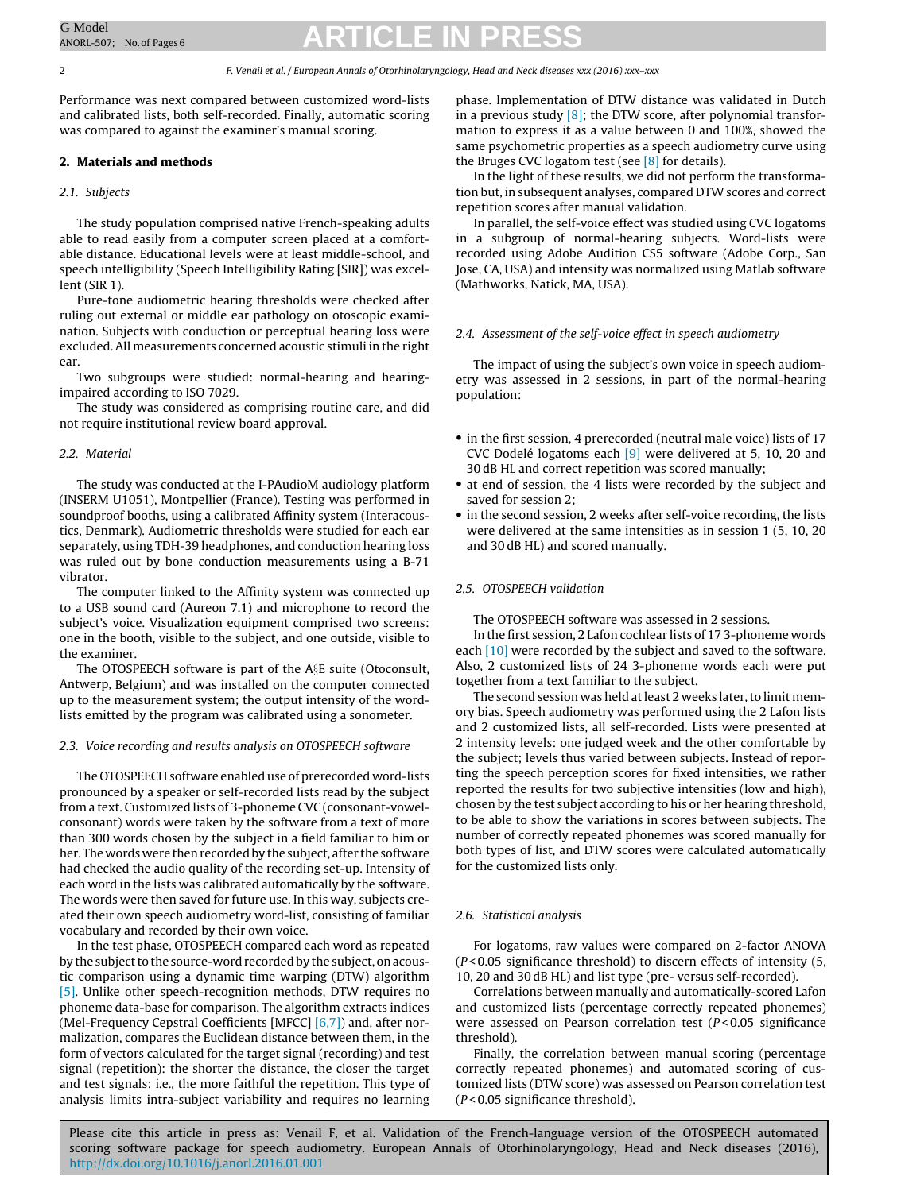Performance was next compared between customized word-lists and calibrated lists, both self-recorded. Finally, automatic scoring was compared to against the examiner's manual scoring.

## 2. Materials and methods

### 2.1. Subjects

The study population comprised native French-speaking adults able to read easily from a computer screen placed at a comfortable distance. Educational levels were at least middle-school, and speech intelligibility (Speech Intelligibility Rating [SIR]) was excellent (SIR 1).

Pure-tone audiometric hearing thresholds were checked after ruling out external or middle ear pathology on otoscopic examination. Subjects with conduction or perceptual hearing loss were excluded. All measurements concerned acoustic stimuli in the right ear.

Two subgroups were studied: normal-hearing and hearing-impaired according to ISO 7029.

The study was considered as comprising routine care, and did not require institutional review board approval.

### 2.2. Material

The study was conducted at the I-PAudioM audiology platform (INSERM U1051), Montpellier (France). Testing was performed in soundproof booths, using a calibrated Affinity system (Interacoustics, Denmark). Audiometric thresholds were studied for each ear separately, using TDH-39 headphones, and conduction hearing loss was ruled out by bone conduction measurements using a B-71 vibrator.

The computer linked to the Affinity system was connected up to a USB sound card (Aureon 7.1) and microphone to record the subject's voice. Visualization equipment comprised two screens: one in the booth, visible to the subject, and one outside, visible to the examiner.

The OTOSPEECH software is part of the A§E suite (Otoconsult, Antwerp, Belgium) and was installed on the computer connected up to the measurement system; the output intensity of the word-lists emitted by the program was calibrated using a sonometer.

### 2.3. Voice recording and results analysis on OTOSPEECH software

The OTOSPEECH software enabled use of prerecorded word-lists pronounced by a speaker or self-recorded lists read by the subject from a text. Customized lists of 3-phoneme CVC (consonant-vowel-consonant) words were taken by the software from a text of more than 300 words chosen by the subject in a field familiar to him or her. The words were then recorded by the subject, after the software had checked the audio quality of the recording set-up. Intensity of each word in the lists was calibrated automatically by the software. The words were then saved for future use. In this way, subjects created their own speech audiometry word-list, consisting of familiar vocabulary and recorded by their own voice.

In the test phase, OTOSPEECH compared each word as repeated by the subject to the source-word recorded by the subject, on acoustic comparison using a dynamic time warping (DTW) algorithm [5]. Unlike other speech-recognition methods, DTW requires no phoneme data-base for comparison. The algorithm extracts indices (Mel-Frequency Cepstral Coefficients [MFCC] [6,7]) and, after normalization, compares the Euclidean distance between them, in the form of vectors calculated for the target signal (recording) and test signal (repetition): the shorter the distance, the closer the target and test signals: i.e., the more faithful the repetition. This type of analysis limits intra-subject variability and requires no learning phase. Implementation of DTW distance was validated in Dutch in a previous study [8]; the DTW score, after polynomial transformation to express it as a value between 0 and 100%, showed the same psychometric properties as a speech audiometry curve using the Bruges CVC logatom test (see [8] for details).

In the light of these results, we did not perform the transformation but, in subsequent analyses, compared DTW scores and correct repetition scores after manual validation.

In parallel, the self-voice effect was studied using CVC logatoms in a subgroup of normal-hearing subjects. Word-lists were recorded using Adobe Audition CS5 software (Adobe Corp., San Jose, CA, USA) and intensity was normalized using Matlab software (Mathworks, Natick, MA, USA).

### 2.4. Assessment of the self-voice effect in speech audiometry

The impact of using the subject's own voice in speech audiometry was assessed in 2 sessions, in part of the normal-hearing population:

- in the first session, 4 prerecorded (neutral male voice) lists of 17 CVC Dodelé logatoms each [9] were delivered at 5, 10, 20 and 30 dB HL and correct repetition was scored manually;
- at end of session, the 4 lists were recorded by the subject and saved for session 2;
- in the second session, 2 weeks after self-voice recording, the lists were delivered at the same intensities as in session 1 (5, 10, 20 and 30 dB HL) and scored manually.

### 2.5. OTOSPEECH validation

The OTOSPEECH software was assessed in 2 sessions.

In the first session, 2 Lafon cochlear lists of 17 3-phoneme words each [10] were recorded by the subject and saved to the software. Also, 2 customized lists of 24 3-phoneme words each were put together from a text familiar to the subject.

The second session was held at least 2 weeks later, to limit memory bias. Speech audiometry was performed using the 2 Lafon lists and 2 customized lists, all self-recorded. Lists were presented at 2 intensity levels: one judged week and the other comfortable by the subject; levels thus varied between subjects. Instead of reporting the speech perception scores for fixed intensities, we rather reported the results for two subjective intensities (low and high), chosen by the test subject according to his or her hearing threshold, to be able to show the variations in scores between subjects. The number of correctly repeated phonemes was scored manually for both types of list, and DTW scores were calculated automatically for the customized lists only.

### 2.6. Statistical analysis

For logatoms, raw values were compared on 2-factor ANOVA ($P < 0.05$ significance threshold) to discern effects of intensity (5, 10, 20 and 30 dB HL) and list type (pre- versus self-recorded).

Correlations between manually and automatically-scored Lafon and customized lists (percentage correctly repeated phonemes) were assessed on Pearson correlation test ($P < 0.05$ significance threshold).

Finally, the correlation between manual scoring (percentage correctly repeated phonemes) and automated scoring of customized lists (DTW score) was assessed on Pearson correlation test ($P < 0.05$ significance threshold).

Please cite this article in press as: Venail F, et al. Validation of the French-language version of the OTOSPEECH automated scoring software package for speech audiometry. European Annals of Otorhinolaryngology, Head and Neck diseases (2016), http://dx.doi.org/10.1016/j.anorl.2016.01.001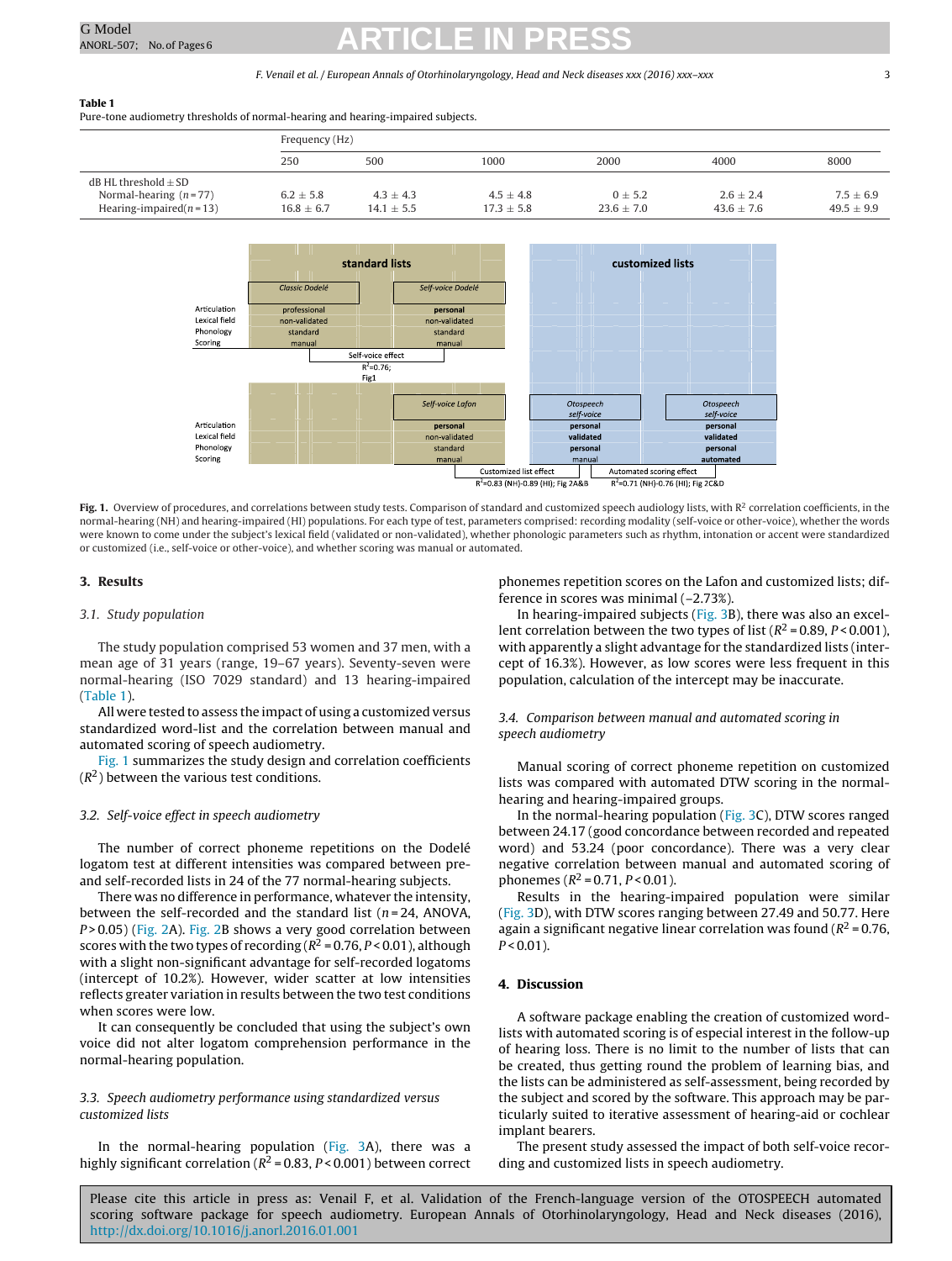**Table 1**
Pure-tone audiometry thresholds of normal-hearing and hearing-impaired subjects.

| | Frequency (Hz) | | | | | |
|---|---|---|---|---|---|---|
| | 250 | 500 | 1000 | 2000 | 4000 | 8000 |
| dB HL threshold ± SD | | | | | | |
| Normal-hearing (n = 77) | 6.2 ± 5.8 | 4.3 ± 4.3 | 4.5 ± 4.8 | 0 ± 5.2 | 2.6 ± 2.4 | 7.5 ± 6.9 |
| Hearing-impaired (n = 13) | 16.8 ± 6.7 | 14.1 ± 5.5 | 17.3 ± 5.8 | 23.6 ± 7.0 | 43.6 ± 7.6 | 49.5 ± 9.9 |

**Fig. 1.** Overview of procedures, and correlations between study tests. Comparison of standard and customized speech audiology lists, with $R^2$ correlation coefficients, in the normal-hearing (NH) and hearing-impaired (HI) populations. For each type of test, parameters comprised: recording modality (self-voice or other-voice), whether the words were known to come under the subject's lexical field (validated or non-validated), whether phonologic parameters such as rhythm, intonation or accent were standardized or customized (i.e., self-voice or other-voice), and whether scoring was manual or automated.

## 3. Results

### 3.1. Study population

The study population comprised 53 women and 37 men, with a mean age of 31 years (range, 19–67 years). Seventy-seven were normal-hearing (ISO 7029 standard) and 13 hearing-impaired (Table 1).

All were tested to assess the impact of using a customized versus standardized word-list and the correlation between manual and automated scoring of speech audiometry.

Fig. 1 summarizes the study design and correlation coefficients ($R^2$) between the various test conditions.

### 3.2. Self-voice effect in speech audiometry

The number of correct phoneme repetitions on the Dodelé logatom test at different intensities was compared between pre- and self-recorded lists in 24 of the 77 normal-hearing subjects.

There was no difference in performance, whatever the intensity, between the self-recorded and the standard list (n = 24, ANOVA, $P > 0.05$) (Fig. 2A). Fig. 2B shows a very good correlation between scores with the two types of recording ($R^2 = 0.76$, $P < 0.01$), although with a slight non-significant advantage for self-recorded logatoms (intercept of 10.2%). However, wider scatter at low intensities reflects greater variation in results between the two test conditions when scores were low.

It can consequently be concluded that using the subject's own voice did not alter logatom comprehension performance in the normal-hearing population.

### 3.3. Speech audiometry performance using standardized versus customized lists

In the normal-hearing population (Fig. 3A), there was a highly significant correlation ($R^2 = 0.83$, $P < 0.001$) between correct phonemes repetition scores on the Lafon and customized lists; difference in scores was minimal (−2.73%).

In hearing-impaired subjects (Fig. 3B), there was also an excellent correlation between the two types of list ($R^2 = 0.89$, $P < 0.001$), with apparently a slight advantage for the standardized lists (intercept of 16.3%). However, as low scores were less frequent in this population, calculation of the intercept may be inaccurate.

### 3.4. Comparison between manual and automated scoring in speech audiometry

Manual scoring of correct phoneme repetition on customized lists was compared with automated DTW scoring in the normal-hearing and hearing-impaired groups.

In the normal-hearing population (Fig. 3C), DTW scores ranged between 24.17 (good concordance between recorded and repeated word) and 53.24 (poor concordance). There was a very clear negative correlation between manual and automated scoring of phonemes ($R^2 = 0.71$, $P < 0.01$).

Results in the hearing-impaired population were similar (Fig. 3D), with DTW scores ranging between 27.49 and 50.77. Here again a significant negative linear correlation was found ($R^2 = 0.76$, $P < 0.01$).

## 4. Discussion

A software package enabling the creation of customized word-lists with automated scoring is of especial interest in the follow-up of hearing loss. There is no limit to the number of lists that can be created, thus getting round the problem of learning bias, and the lists can be administered as self-assessment, being recorded by the subject and scored by the software. This approach may be particularly suited to iterative assessment of hearing-aid or cochlear implant bearers.

The present study assessed the impact of both self-voice recording and customized lists in speech audiometry.

Please cite this article in press as: Venail F, et al. Validation of the French-language version of the OTOSPEECH automated scoring software package for speech audiometry. European Annals of Otorhinolaryngology, Head and Neck diseases (2016), http://dx.doi.org/10.1016/j.anorl.2016.01.001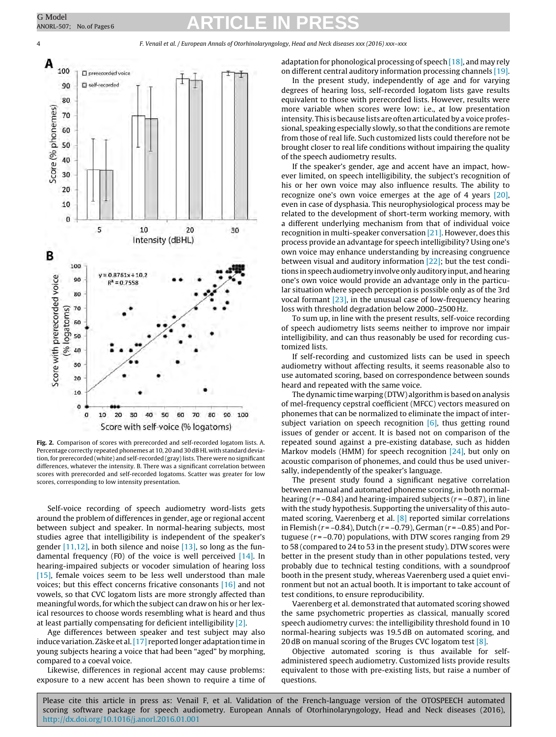**Fig. 2.** Comparison of scores with prerecorded and self-recorded logatom lists. A. Percentage correctly repeated phonemes at 10, 20 and 30 dB HL with standard deviation, for prerecorded (white) and self-recorded (gray) lists. There were no significant differences, whatever the intensity. B. There was a significant correlation between scores with prerecorded and self-recorded logatoms. Scatter was greater for low scores, corresponding to low intensity presentation.

Self-voice recording of speech audiometry word-lists gets around the problem of differences in gender, age or regional accent between subject and speaker. In normal-hearing subjects, most studies agree that intelligibility is independent of the speaker's gender [11,12], in both silence and noise [13], so long as the fundamental frequency (F0) of the voice is well perceived [14]. In hearing-impaired subjects or vocoder simulation of hearing loss [15], female voices seem to be less well understood than male voices; but this effect concerns fricative consonants [16] and not vowels, so that CVC logatom lists are more strongly affected than meaningful words, for which the subject can draw on his or her lexical resources to choose words resembling what is heard and thus at least partially compensating for deficient intelligibility [2].

Age differences between speaker and test subject may also induce variation. Zäske et al. [17] reported longer adaptation time in young subjects hearing a voice that had been "aged" by morphing, compared to a coeval voice.

Likewise, differences in regional accent may cause problems: exposure to a new accent has been shown to require a time of adaptation for phonological processing of speech [18], and may rely on different central auditory information processing channels [19].

In the present study, independently of age and for varying degrees of hearing loss, self-recorded logatom lists gave results equivalent to those with prerecorded lists. However, results were more variable when scores were low: i.e., at low presentation intensity. This is because lists are often articulated by a voice professional, speaking especially slowly, so that the conditions are remote from those of real life. Such customized lists could therefore not be brought closer to real life conditions without impairing the quality of the speech audiometry results.

If the speaker's gender, age and accent have an impact, however limited, on speech intelligibility, the subject's recognition of his or her own voice may also influence results. The ability to recognize one's own voice emerges at the age of 4 years [20], even in case of dysphasia. This neurophysiological process may be related to the development of short-term working memory, with a different underlying mechanism from that of individual voice recognition in multi-speaker conversation [21]. However, does this process provide an advantage for speech intelligibility? Using one's own voice may enhance understanding by increasing congruence between visual and auditory information [22]; but the test conditions in speech audiometry involve only auditory input, and hearing one's own voice would provide an advantage only in the particular situation where speech perception is possible only as of the 3rd vocal formant [23], in the unusual case of low-frequency hearing loss with threshold degradation below 2000–2500 Hz.

To sum up, in line with the present results, self-voice recording of speech audiometry lists seems neither to improve nor impair intelligibility, and can thus reasonably be used for recording customized lists.

If self-recording and customized lists can be used in speech audiometry without affecting results, it seems reasonable also to use automated scoring, based on correspondence between sounds heard and repeated with the same voice.

The dynamic time warping (DTW) algorithm is based on analysis of mel-frequency cepstral coefficient (MFCC) vectors measured on phonemes that can be normalized to eliminate the impact of intersubject variation on speech recognition [6], thus getting round issues of gender or accent. It is based not on comparison of the repeated sound against a pre-existing database, such as hidden Markov models (HMM) for speech recognition [24], but only on acoustic comparison of phonemes, and could thus be used universally, independently of the speaker's language.

The present study found a significant negative correlation between manual and automated phoneme scoring, in both normal-hearing ($r = -0.84$) and hearing-impaired subjects ($r = -0.87$), in line with the study hypothesis. Supporting the universality of this automated scoring, Vaerenberg et al. [8] reported similar correlations in Flemish ($r = -0.84$), Dutch ($r = -0.79$), German ($r = -0.85$) and Portuguese ($r = -0.70$) populations, with DTW scores ranging from 29 to 58 (compared to 24 to 53 in the present study). DTW scores were better in the present study than in other populations tested, very probably due to technical testing conditions, with a soundproof booth in the present study, whereas Vaerenberg used a quiet environment but not an actual booth. It is important to take account of test conditions, to ensure reproducibility.

Vaerenberg et al. demonstrated that automated scoring showed the same psychometric properties as classical, manually scored speech audiometry curves: the intelligibility threshold found in 10 normal-hearing subjects was 19.5 dB on automated scoring, and 20 dB on manual scoring of the Bruges CVC logatom test [8].

Objective automated scoring is thus available for self-administered speech audiometry. Customized lists provide results equivalent to those with pre-existing lists, but raise a number of questions.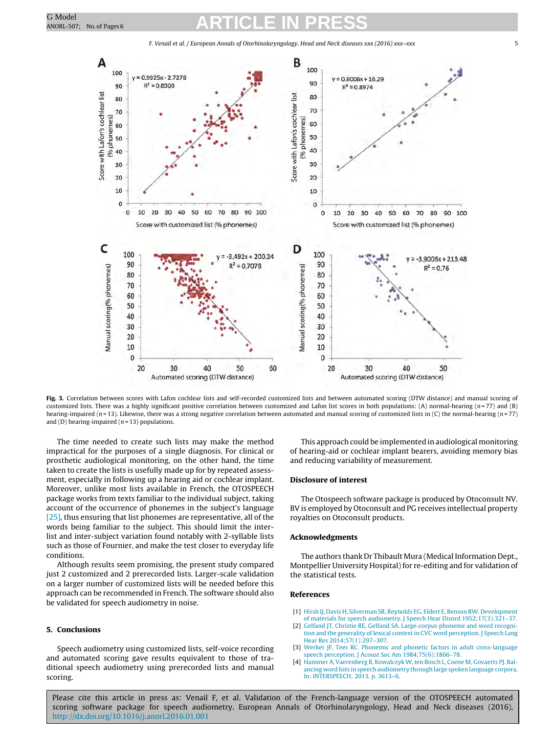**Fig. 3.** Correlation between scores with Lafon cochlear lists and self-recorded customized lists and between automated scoring (DTW distance) and manual scoring of customized lists. There was a highly significant positive correlation between customized and Lafon list scores in both populations: (A) normal-hearing ($n = 77$) and (B) hearing-impaired ($n = 13$). Likewise, there was a strong negative correlation between automated and manual scoring of customized lists in (C) the normal-hearing ($n = 77$) and (D) hearing-impaired ($n = 13$) populations.

The time needed to create such lists may make the method impractical for the purposes of a single diagnosis. For clinical or prosthetic audiological monitoring, on the other hand, the time taken to create the lists is usefully made up for by repeated assessment, especially in following up a hearing aid or cochlear implant. Moreover, unlike most lists available in French, the OTOSPEECH package works from texts familiar to the individual subject, taking account of the occurrence of phonemes in the subject's language [25], thus ensuring that list phonemes are representative, all of the words being familiar to the subject. This should limit the inter-list and inter-subject variation found notably with 2-syllable lists such as those of Fournier, and make the test closer to everyday life conditions.

Although results seem promising, the present study compared just 2 customized and 2 prerecorded lists. Larger-scale validation on a larger number of customized lists will be needed before this approach can be recommended in French. The software should also be validated for speech audiometry in noise.

## 5. Conclusions

Speech audiometry using customized lists, self-voice recording and automated scoring gave results equivalent to those of traditional speech audiometry using prerecorded lists and manual scoring.

This approach could be implemented in audiological monitoring of hearing-aid or cochlear implant bearers, avoiding memory bias and reducing variability of measurement.

## Disclosure of interest

The Otospeech software package is produced by Otoconsult NV. BV is employed by Otoconsult and PG receives intellectual property royalties on Otoconsult products.

## Acknowledgments

The authors thank Dr Thibault Mura (Medical Information Dept., Montpellier University Hospital) for re-editing and for validation of the statistical tests.

## References

[1] Hirsh IJ, Davis H, Silverman SR, Reynolds EG, Eldert E, Benson RW. Development of materials for speech audiometry. J Speech Hear Disord 1952;17(3):321–37.

[2] Gelfand JT, Christie RE, Gelfand SA. Large-corpus phoneme and word recognition and the generality of lexical context in CVC word perception. J Speech Lang Hear Res 2014;57(1):297–307.

[3] Werker JF, Tees RC. Phonemic and phonetic factors in adult cross-language speech perception. J Acoust Soc Am 1984;75(6):1866–78.

[4] Hammer A, Vaerenberg B, Kowalczyk W, ten Bosch L, Coene M, Govaerts PJ. Balancing word lists in speech audiometry through large spoken language corpora. In: INTERSPEECH; 2013. p. 3613–6.

Please cite this article in press as: Venail F, et al. Validation of the French-language version of the OTOSPEECH automated scoring software package for speech audiometry. European Annals of Otorhinolaryngology, Head and Neck diseases (2016), http://dx.doi.org/10.1016/j.anorl.2016.01.001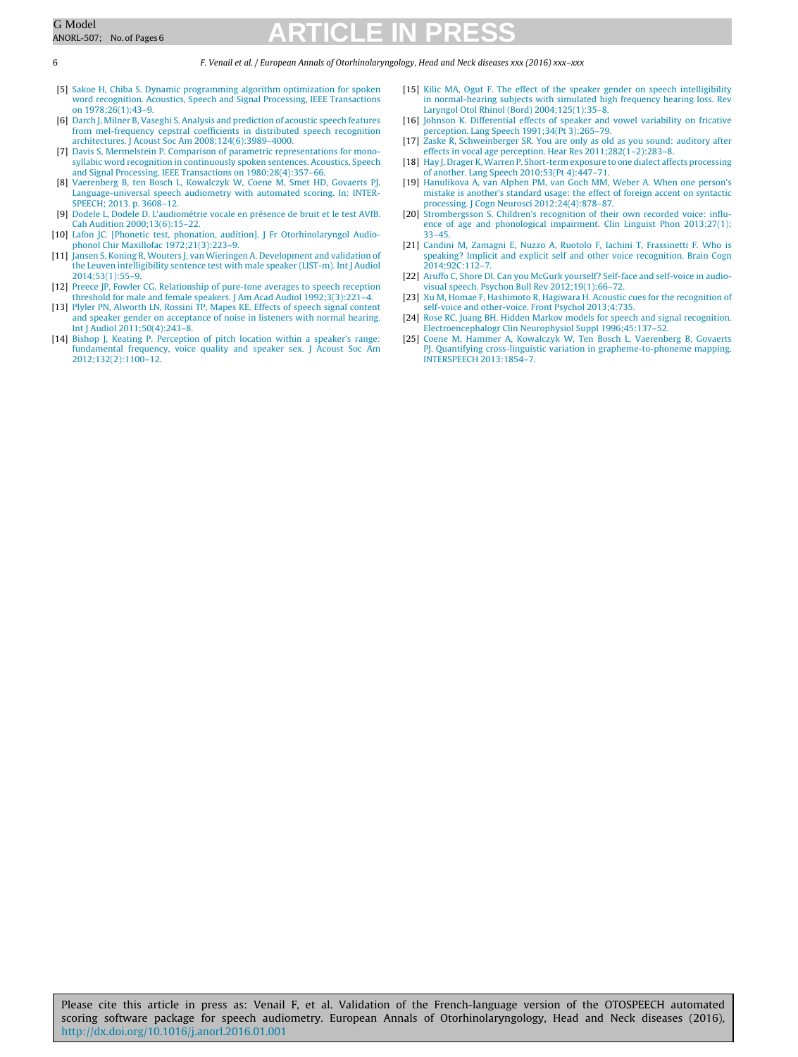[5] Sakoe H, Chiba S. Dynamic programming algorithm optimization for spoken word recognition. Acoustics, Speech and Signal Processing, IEEE Transactions on 1978;26(1):43–9.

[6] Darch J, Milner B, Vaseghi S. Analysis and prediction of acoustic speech features from mel-frequency cepstral coefficients in distributed speech recognition architectures. J Acoust Soc Am 2008;124(6):3989–4000.

[7] Davis S, Mermelstein P. Comparison of parametric representations for monosyllabic word recognition in continuously spoken sentences. Acoustics, Speech and Signal Processing, IEEE Transactions on 1980;28(4):357–66.

[8] Vaerenberg B, ten Bosch L, Kowalczyk W, Coene M, Smet HD, Govaerts PJ. Language-universal speech audiometry with automated scoring. In: INTERSPEECH; 2013. p. 3608–12.

[9] Dodele L, Dodele D. L'audiométrie vocale en présence de bruit et le test AVfB. Cah Audition 2000;13(6):15–22.

[10] Lafon JC. [Phonetic test, phonation, audition]. J Fr Otorhinolaryngol Audiophonol Chir Maxillofac 1972;21(3):223–9.

[11] Jansen S, Koning R, Wouters J, van Wieringen A. Development and validation of the Leuven intelligibility sentence test with male speaker (LIST-m). Int J Audiol 2014;53(1):55–9.

[12] Preece JP, Fowler CG. Relationship of pure-tone averages to speech reception threshold for male and female speakers. J Am Acad Audiol 1992;3(3):221–4.

[13] Plyler PN, Alworth LN, Rossini TP, Mapes KE. Effects of speech signal content and speaker gender on acceptance of noise in listeners with normal hearing. Int J Audiol 2011;50(4):243–8.

[14] Bishop J, Keating P. Perception of pitch location within a speaker's range: fundamental frequency, voice quality and speaker sex. J Acoust Soc Am 2012;132(2):1100–12.

[15] Kilic MA, Ogut F. The effect of the speaker gender on speech intelligibility in normal-hearing subjects with simulated high frequency hearing loss. Rev Laryngol Otol Rhinol (Bord) 2004;125(1):35–8.

[16] Johnson K. Differential effects of speaker and vowel variability on fricative perception. Lang Speech 1991;34(Pt 3):265–79.

[17] Zaske R, Schweinberger SR. You are only as old as you sound: auditory after effects in vocal age perception. Hear Res 2011;282(1–2):283–8.

[18] Hay J, Drager K, Warren P. Short-term exposure to one dialect affects processing of another. Lang Speech 2010;53(Pt 4):447–71.

[19] Hanulikova A, van Alphen PM, van Goch MM, Weber A. When one person's mistake is another's standard usage: the effect of foreign accent on syntactic processing. J Cogn Neurosci 2012;24(4):878–87.

[20] Strombergsson S. Children's recognition of their own recorded voice: influence of age and phonological impairment. Clin Linguist Phon 2013;27(1):33–45.

[21] Candini M, Zamagni E, Nuzzo A, Ruotolo F, Iachini T, Frassinetti F. Who is speaking? Implicit and explicit self and other voice recognition. Brain Cogn 2014;92C:112–7.

[22] Aruffo C, Shore DI. Can you McGurk yourself? Self-face and self-voice in audiovisual speech. Psychon Bull Rev 2012;19(1):66–72.

[23] Xu M, Homae F, Hashimoto R, Hagiwara H. Acoustic cues for the recognition of self-voice and other-voice. Front Psychol 2013;4:735.

[24] Rose RC, Juang BH. Hidden Markov models for speech and signal recognition. Electroencephalogr Clin Neurophysiol Suppl 1996;45:137–52.

[25] Coene M, Hammer A, Kowalczyk W, Ten Bosch L, Vaerenberg B, Govaerts PJ. Quantifying cross-linguistic variation in grapheme-to-phoneme mapping. INTERSPEECH 2013:1854–7.

Please cite this article in press as: Venail F, et al. Validation of the French-language version of the OTOSPEECH automated scoring software package for speech audiometry. European Annals of Otorhinolaryngology, Head and Neck diseases (2016), http://dx.doi.org/10.1016/j.anorl.2016.01.001